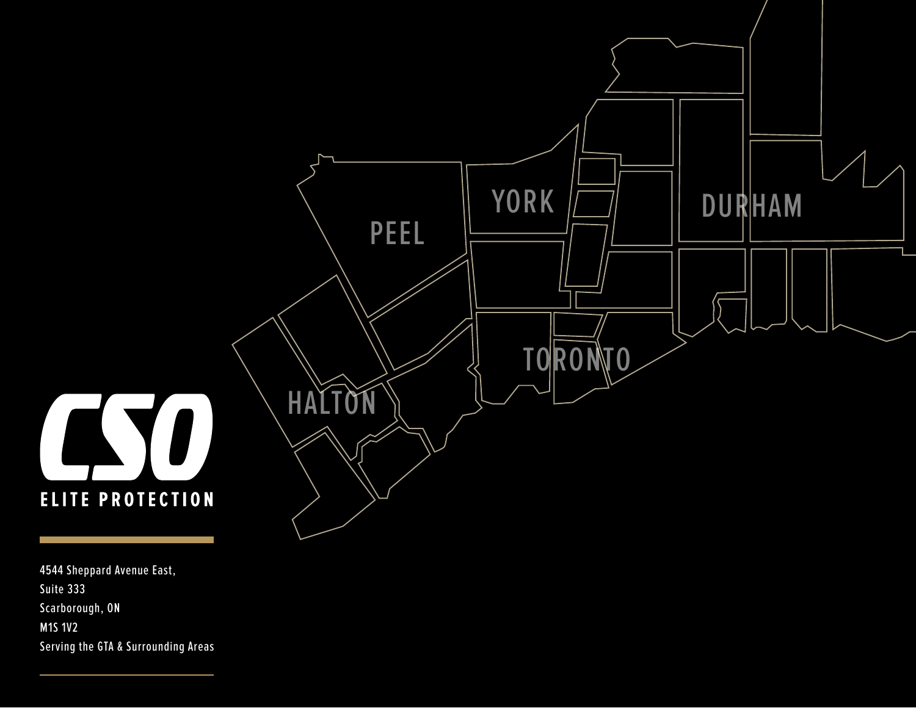# CSO

## ELITE PROTECTION

4544 Sheppard Avenue East,
Suite 333
Scarborough, ON
M1S 1V2
Serving the GTA & Surrounding Areas

PEEL

YORK

DURHAM

HALTON

TORONTO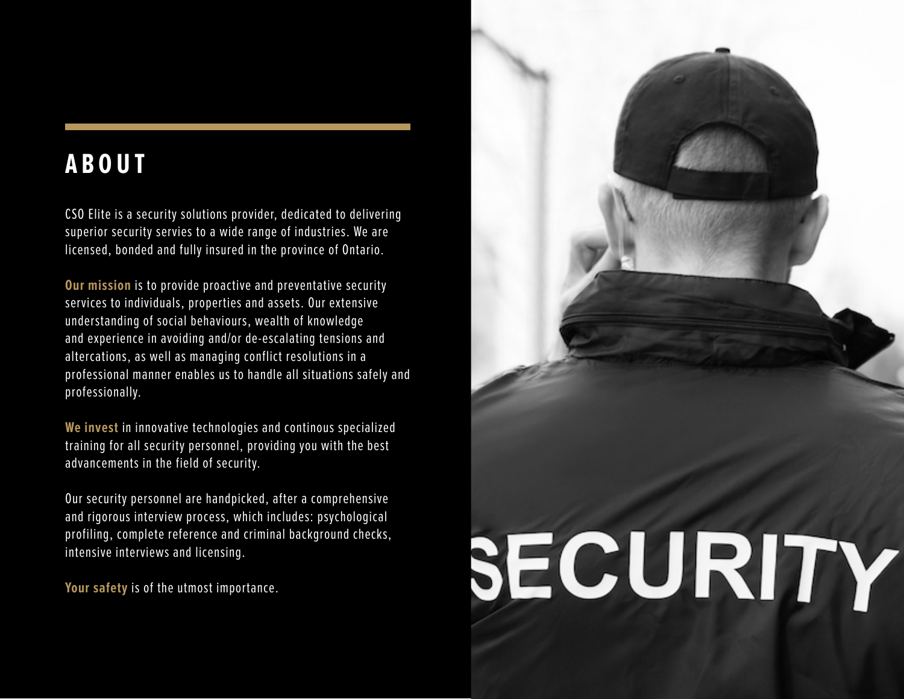## ABOUT

CSO Elite is a security solutions provider, dedicated to delivering superior security servies to a wide range of industries. We are licensed, bonded and fully insured in the province of Ontario.

**Our mission** is to provide proactive and preventative security services to individuals, properties and assets. Our extensive understanding of social behaviours, wealth of knowledge and experience in avoiding and/or de-escalating tensions and altercations, as well as managing conflict resolutions in a professional manner enables us to handle all situations safely and professionally.

**We invest** in innovative technologies and continous specialized training for all security personnel, providing you with the best advancements in the field of security.

Our security personnel are handpicked, after a comprehensive and rigorous interview process, which includes: psychological profiling, complete reference and criminal background checks, intensive interviews and licensing.

**Your safety** is of the utmost importance.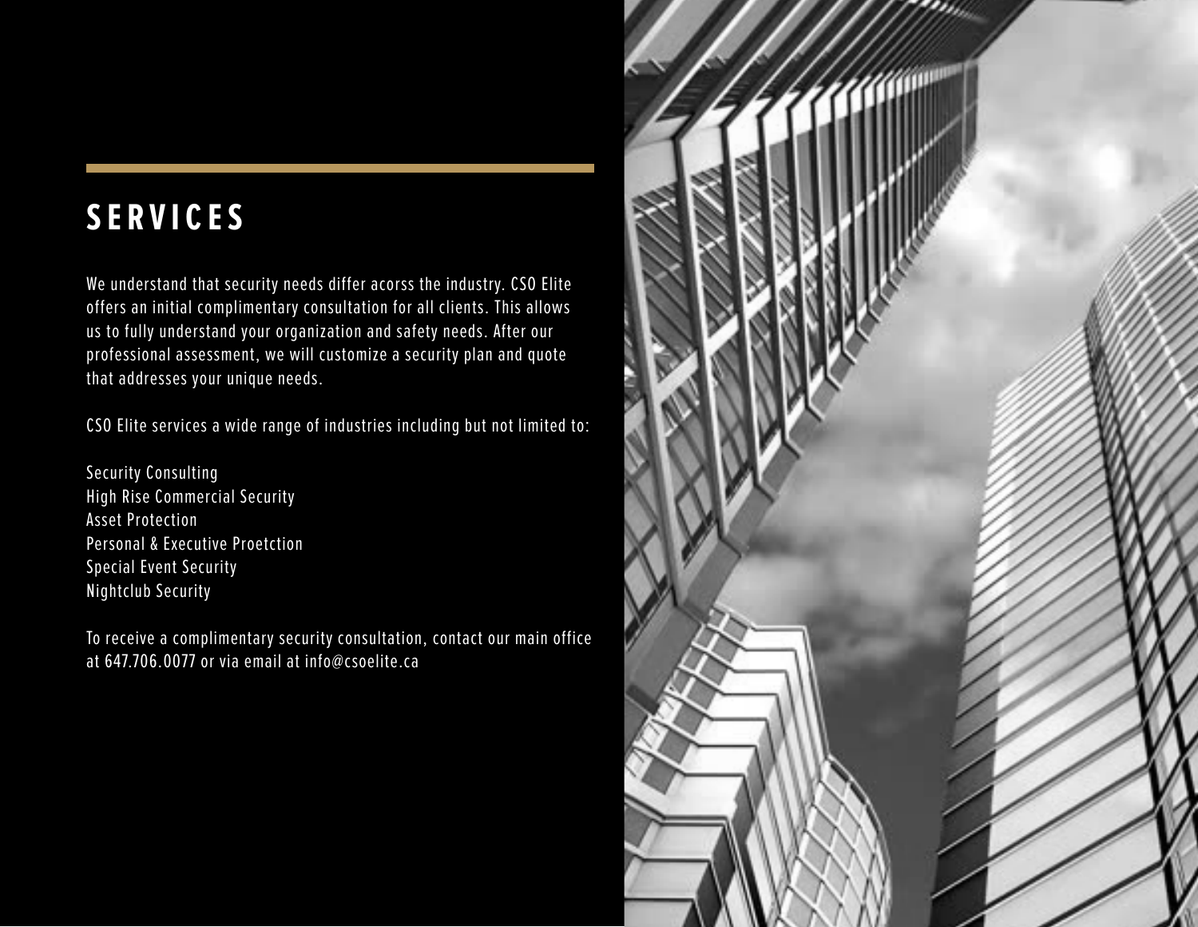# SERVICES

We understand that security needs differ acorss the industry. CSO Elite offers an initial complimentary consultation for all clients. This allows us to fully understand your organization and safety needs. After our professional assessment, we will customize a security plan and quote that addresses your unique needs.

CSO Elite services a wide range of industries including but not limited to:

Security Consulting
High Rise Commercial Security
Asset Protection
Personal & Executive Proetction
Special Event Security
Nightclub Security

To receive a complimentary security consultation, contact our main office at 647.706.0077 or via email at info@csoelite.ca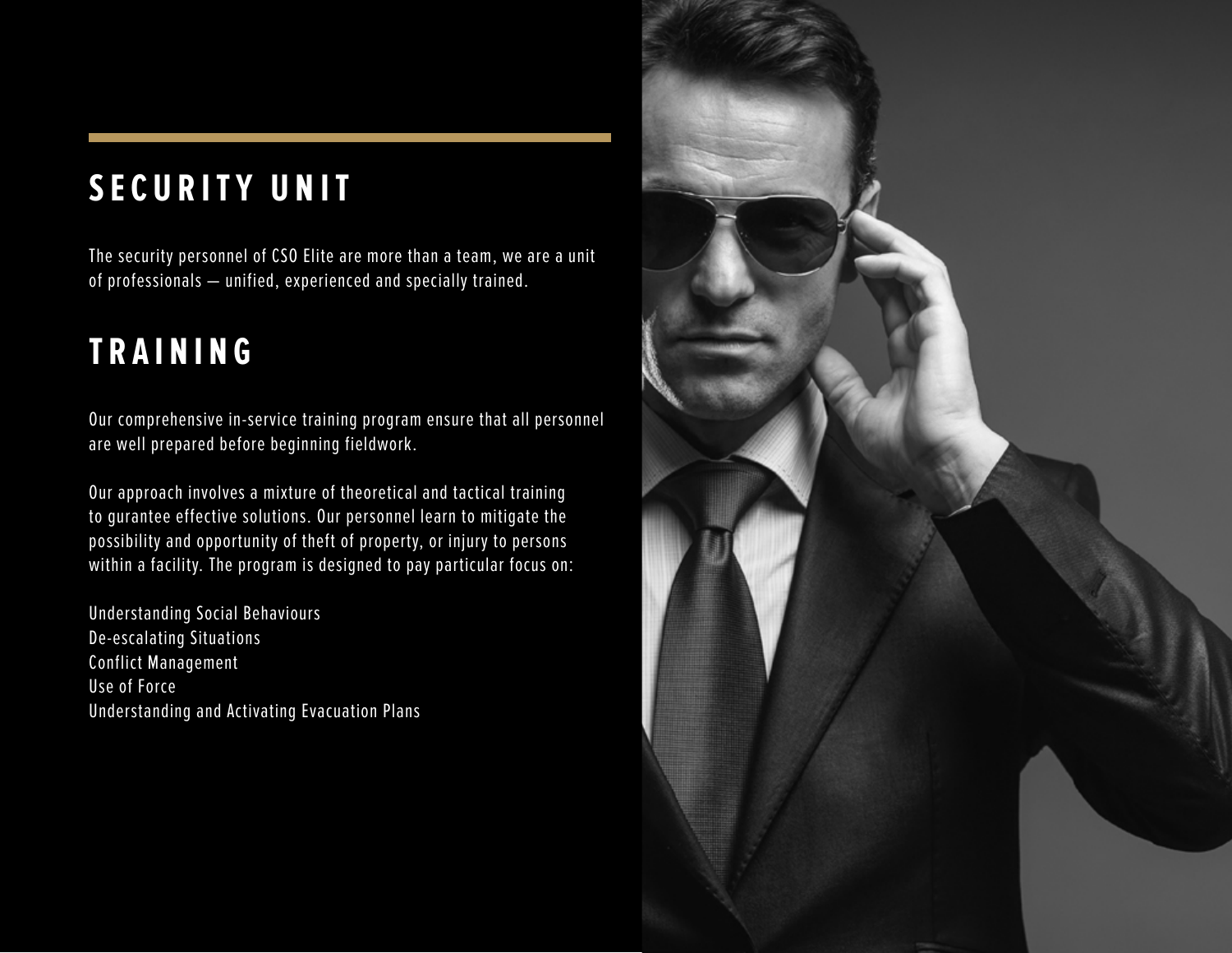## SECURITY UNIT

The security personnel of CSO Elite are more than a team, we are a unit of professionals — unified, experienced and specially trained.

## TRAINING

Our comprehensive in-service training program ensure that all personnel are well prepared before beginning fieldwork.

Our approach involves a mixture of theoretical and tactical training to gurantee effective solutions. Our personnel learn to mitigate the possibility and opportunity of theft of property, or injury to persons within a facility. The program is designed to pay particular focus on:

Understanding Social Behaviours
De-escalating Situations
Conflict Management
Use of Force
Understanding and Activating Evacuation Plans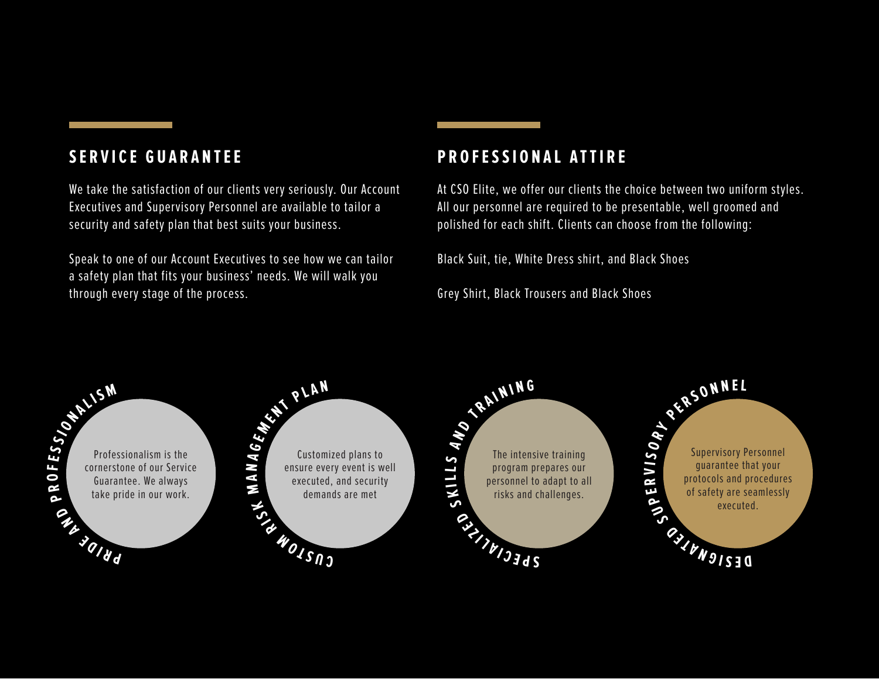## SERVICE GUARANTEE

We take the satisfaction of our clients very seriously. Our Account Executives and Supervisory Personnel are available to tailor a security and safety plan that best suits your business.

Speak to one of our Account Executives to see how we can tailor a safety plan that fits your business' needs. We will walk you through every stage of the process.

## PROFESSIONAL ATTIRE

At CSO Elite, we offer our clients the choice between two uniform styles. All our personnel are required to be presentable, well groomed and polished for each shift. Clients can choose from the following:

Black Suit, tie, White Dress shirt, and Black Shoes

Grey Shirt, Black Trousers and Black Shoes

### PRIDE AND PROFESSIONALISM

Professionalism is the cornerstone of our Service Guarantee. We always take pride in our work.

### CUSTOM RISK MANAGEMENT PLAN

Customized plans to ensure every event is well executed, and security demands are met

### SPECIALIZED SKILLS AND TRAINING

The intensive training program prepares our personnel to adapt to all risks and challenges.

### DESIGNATED SUPERVISORY PERSONNEL

Supervisory Personnel guarantee that your protocols and procedures of safety are seamlessly executed.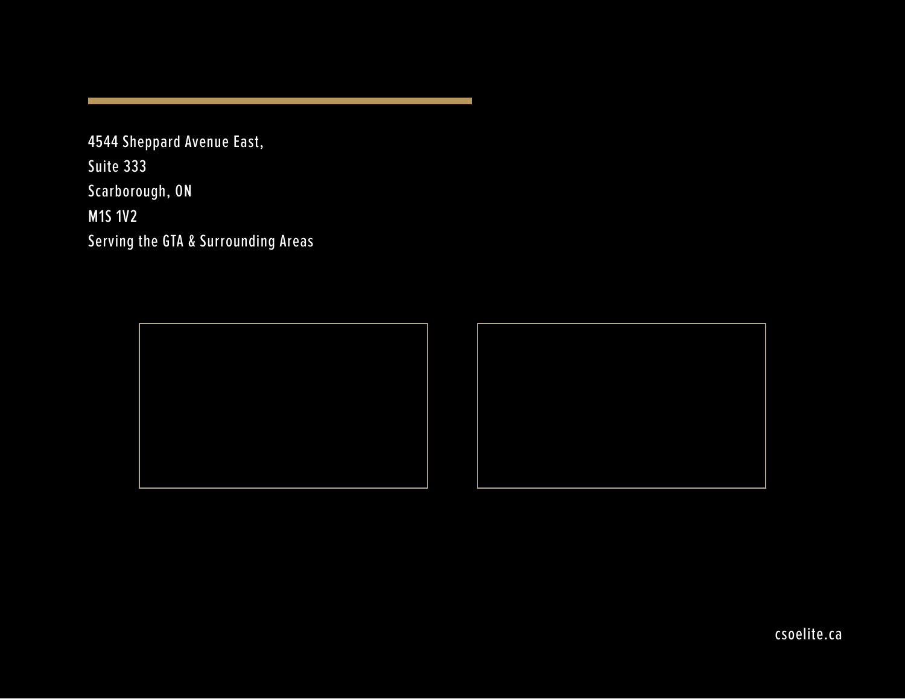4544 Sheppard Avenue East,
Suite 333
Scarborough, ON
M1S 1V2
Serving the GTA & Surrounding Areas

csoelite.ca